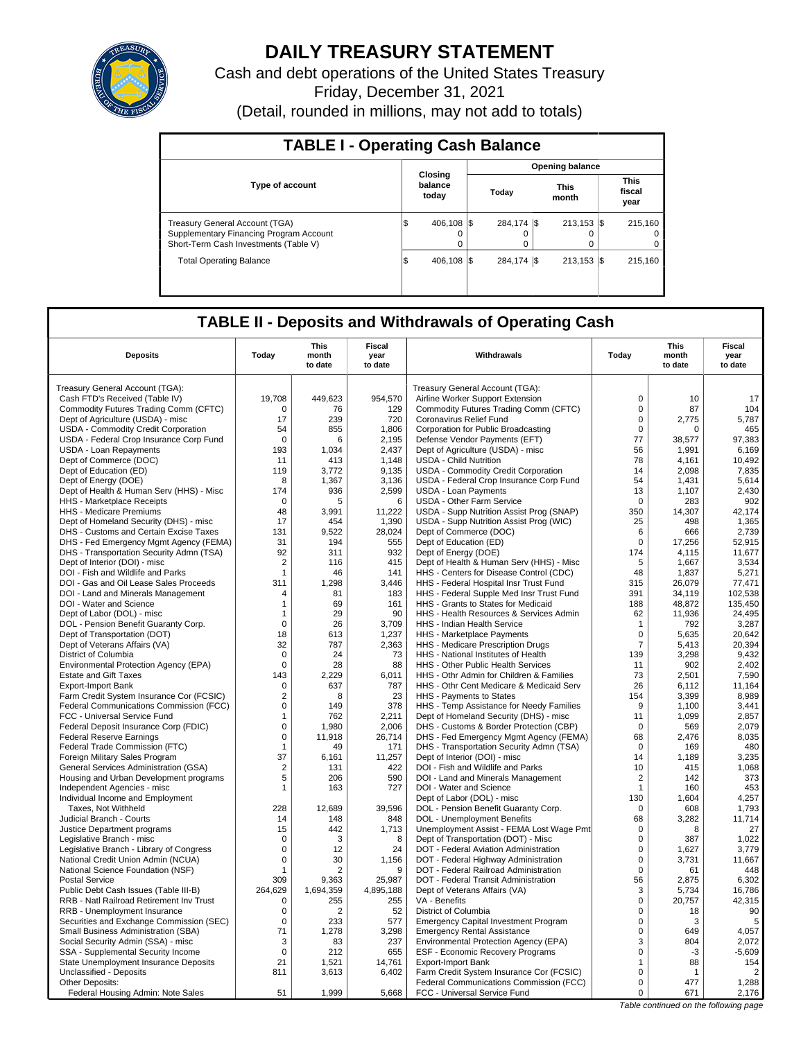# DAILY TREASURY STATEMENT

Cash and debt operations of the United States Treasury

Friday, December 31, 2021

(Detail, rounded in millions, may not add to totals)

## TABLE I - Operating Cash Balance

| Type of account | Closing balance today | Opening balance Today | Opening balance This month | Opening balance This fiscal year |
|---|---|---|---|---|
| Treasury General Account (TGA) | $ 406,108 | $ 284,174 | $ 213,153 | $ 215,160 |
| Supplementary Financing Program Account | 0 | 0 | 0 | 0 |
| Short-Term Cash Investments (Table V) | 0 | 0 | 0 | 0 |
| Total Operating Balance | $ 406,108 | $ 284,174 | $ 213,153 | $ 215,160 |

## TABLE II - Deposits and Withdrawals of Operating Cash

| Deposits | Today | This month to date | Fiscal year to date | Withdrawals | Today | This month to date | Fiscal year to date |
|---|---|---|---|---|---|---|---|
| Treasury General Account (TGA): | | | | Treasury General Account (TGA): | | | |
| Cash FTD's Received (Table IV) | 19,708 | 449,623 | 954,570 | Airline Worker Support Extension | 0 | 10 | 17 |
| Commodity Futures Trading Comm (CFTC) | 0 | 76 | 129 | Commodity Futures Trading Comm (CFTC) | 0 | 87 | 104 |
| Dept of Agriculture (USDA) - misc | 17 | 239 | 720 | Coronavirus Relief Fund | 0 | 2,775 | 5,787 |
| USDA - Commodity Credit Corporation | 54 | 855 | 1,806 | Corporation for Public Broadcasting | 0 | 0 | 465 |
| USDA - Federal Crop Insurance Corp Fund | 0 | 6 | 2,195 | Defense Vendor Payments (EFT) | 77 | 38,577 | 97,383 |
| USDA - Loan Repayments | 193 | 1,034 | 2,437 | Dept of Agriculture (USDA) - misc | 56 | 1,991 | 6,169 |
| Dept of Commerce (DOC) | 11 | 413 | 1,148 | USDA - Child Nutrition | 78 | 4,161 | 10,492 |
| Dept of Education (ED) | 119 | 3,772 | 9,135 | USDA - Commodity Credit Corporation | 14 | 2,098 | 7,835 |
| Dept of Energy (DOE) | 8 | 1,367 | 3,136 | USDA - Federal Crop Insurance Corp Fund | 54 | 1,431 | 5,614 |
| Dept of Health & Human Serv (HHS) - Misc | 174 | 936 | 2,599 | USDA - Loan Payments | 13 | 1,107 | 2,430 |
| HHS - Marketplace Receipts | 0 | 5 | 6 | USDA - Other Farm Service | 0 | 283 | 902 |
| HHS - Medicare Premiums | 48 | 3,991 | 11,222 | USDA - Supp Nutrition Assist Prog (SNAP) | 350 | 14,307 | 42,174 |
| Dept of Homeland Security (DHS) - misc | 17 | 454 | 1,390 | USDA - Supp Nutrition Assist Prog (WIC) | 25 | 498 | 1,365 |
| DHS - Customs and Certain Excise Taxes | 131 | 9,522 | 28,024 | Dept of Commerce (DOC) | 6 | 666 | 2,739 |
| DHS - Fed Emergency Mgmt Agency (FEMA) | 31 | 194 | 555 | Dept of Education (ED) | 0 | 17,256 | 52,915 |
| DHS - Transportation Security Admn (TSA) | 92 | 311 | 932 | Dept of Energy (DOE) | 174 | 4,115 | 11,677 |
| Dept of Interior (DOI) - misc | 2 | 116 | 415 | Dept of Health & Human Serv (HHS) - Misc | 5 | 1,667 | 3,534 |
| DOI - Fish and Wildlife and Parks | 1 | 46 | 141 | HHS - Centers for Disease Control (CDC) | 48 | 1,837 | 5,271 |
| DOI - Gas and Oil Lease Sales Proceeds | 311 | 1,298 | 3,446 | HHS - Federal Hospital Insr Trust Fund | 315 | 26,079 | 77,471 |
| DOI - Land and Minerals Management | 4 | 81 | 183 | HHS - Federal Supple Med Insr Trust Fund | 391 | 34,119 | 102,538 |
| DOI - Water and Science | 1 | 69 | 161 | HHS - Grants to States for Medicaid | 188 | 48,872 | 135,450 |
| Dept of Labor (DOL) - misc | 1 | 29 | 90 | HHS - Health Resources & Services Admin | 62 | 11,936 | 24,495 |
| DOL - Pension Benefit Guaranty Corp. | 0 | 26 | 3,709 | HHS - Indian Health Service | 1 | 792 | 3,287 |
| Dept of Transportation (DOT) | 18 | 613 | 1,237 | HHS - Marketplace Payments | 0 | 5,635 | 20,642 |
| Dept of Veterans Affairs (VA) | 32 | 787 | 2,363 | HHS - Medicare Prescription Drugs | 7 | 5,413 | 20,394 |
| District of Columbia | 0 | 24 | 73 | HHS - National Institutes of Health | 139 | 3,298 | 9,432 |
| Environmental Protection Agency (EPA) | 0 | 28 | 88 | HHS - Other Public Health Services | 11 | 902 | 2,402 |
| Estate and Gift Taxes | 143 | 2,229 | 6,011 | HHS - Othr Admin for Children & Families | 73 | 2,501 | 7,590 |
| Export-Import Bank | 0 | 637 | 787 | HHS - Othr Cent Medicare & Medicaid Serv | 26 | 6,112 | 11,164 |
| Farm Credit System Insurance Cor (FCSIC) | 2 | 8 | 23 | HHS - Payments to States | 154 | 3,399 | 8,989 |
| Federal Communications Commission (FCC) | 0 | 149 | 378 | HHS - Temp Assistance for Needy Families | 9 | 1,100 | 3,441 |
| FCC - Universal Service Fund | 1 | 762 | 2,211 | Dept of Homeland Security (DHS) - misc | 11 | 1,099 | 2,857 |
| Federal Deposit Insurance Corp (FDIC) | 0 | 1,980 | 2,006 | DHS - Customs & Border Protection (CBP) | 0 | 569 | 2,079 |
| Federal Reserve Earnings | 0 | 11,918 | 26,714 | DHS - Fed Emergency Mgmt Agency (FEMA) | 68 | 2,476 | 8,035 |
| Federal Trade Commission (FTC) | 1 | 49 | 171 | DHS - Transportation Security Admn (TSA) | 0 | 169 | 480 |
| Foreign Military Sales Program | 37 | 6,161 | 11,257 | Dept of Interior (DOI) - misc | 14 | 1,189 | 3,235 |
| General Services Administration (GSA) | 2 | 131 | 422 | DOI - Fish and Wildlife and Parks | 10 | 415 | 1,068 |
| Housing and Urban Development programs | 5 | 206 | 590 | DOI - Land and Minerals Management | 2 | 142 | 373 |
| Independent Agencies - misc | 1 | 163 | 727 | DOI - Water and Science | 1 | 160 | 453 |
| Individual Income and Employment | | | | Dept of Labor (DOL) - misc | 130 | 1,604 | 4,257 |
| Taxes, Not Withheld | 228 | 12,689 | 39,596 | DOL - Pension Benefit Guaranty Corp. | 0 | 608 | 1,793 |
| Judicial Branch - Courts | 14 | 148 | 848 | DOL - Unemployment Benefits | 68 | 3,282 | 11,714 |
| Justice Department programs | 15 | 442 | 1,713 | Unemployment Assist - FEMA Lost Wage Pmt | 0 | 8 | 27 |
| Legislative Branch - misc | 0 | 3 | 8 | Dept of Transportation (DOT) - Misc | 0 | 387 | 1,022 |
| Legislative Branch - Library of Congress | 0 | 12 | 24 | DOT - Federal Aviation Administration | 0 | 1,627 | 3,779 |
| National Credit Union Admin (NCUA) | 0 | 30 | 1,156 | DOT - Federal Highway Administration | 0 | 3,731 | 11,667 |
| National Science Foundation (NSF) | 1 | 2 | 9 | DOT - Federal Railroad Administration | 0 | 61 | 448 |
| Postal Service | 309 | 9,363 | 25,987 | DOT - Federal Transit Administration | 56 | 2,875 | 6,302 |
| Public Debt Cash Issues (Table III-B) | 264,629 | 1,694,359 | 4,895,188 | Dept of Veterans Affairs (VA) | 3 | 5,734 | 16,786 |
| RRB - Natl Railroad Retirement Inv Trust | 0 | 255 | 255 | VA - Benefits | 0 | 20,757 | 42,315 |
| RRB - Unemployment Insurance | 0 | 2 | 52 | District of Columbia | 0 | 18 | 90 |
| Securities and Exchange Commission (SEC) | 0 | 233 | 577 | Emergency Capital Investment Program | 0 | 3 | 5 |
| Small Business Administration (SBA) | 71 | 1,278 | 3,298 | Emergency Rental Assistance | 0 | 649 | 4,057 |
| Social Security Admin (SSA) - misc | 3 | 83 | 237 | Environmental Protection Agency (EPA) | 3 | 804 | 2,072 |
| SSA - Supplemental Security Income | 0 | 212 | 655 | ESF - Economic Recovery Programs | 0 | -3 | -5,609 |
| State Unemployment Insurance Deposits | 21 | 1,521 | 14,761 | Export-Import Bank | 1 | 88 | 154 |
| Unclassified - Deposits | 811 | 3,613 | 6,402 | Farm Credit System Insurance Cor (FCSIC) | 0 | 1 | 2 |
| Other Deposits: | | | | Federal Communications Commission (FCC) | 0 | 477 | 1,288 |
| Federal Housing Admin: Note Sales | 51 | 1,999 | 5,668 | FCC - Universal Service Fund | 0 | 671 | 2,176 |

*Table continued on the following page*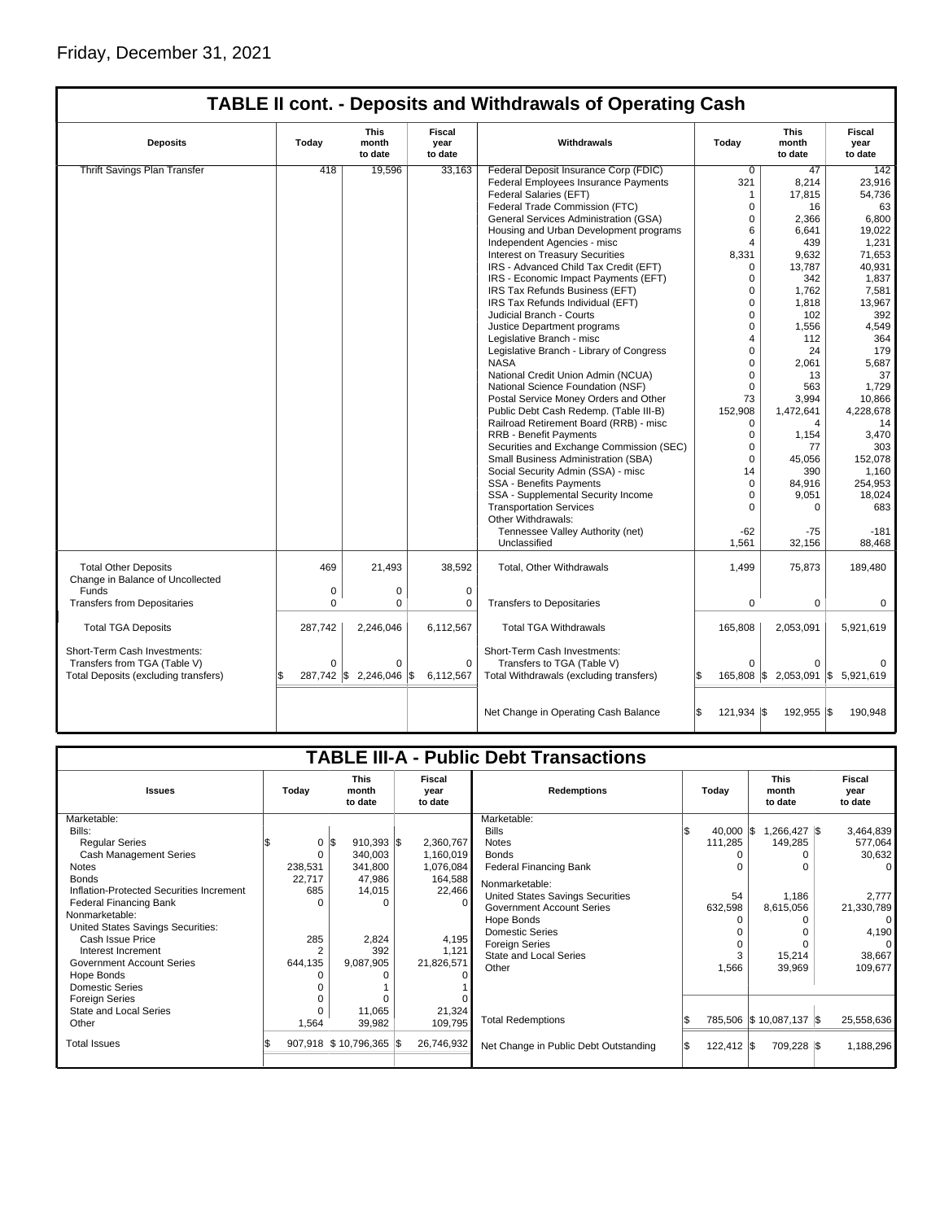Friday, December 31, 2021

## TABLE II cont. - Deposits and Withdrawals of Operating Cash

| Deposits | Today | This month to date | Fiscal year to date | Withdrawals | Today | This month to date | Fiscal year to date |
|---|---|---|---|---|---|---|---|
| Thrift Savings Plan Transfer | 418 | 19,596 | 33,163 | Federal Deposit Insurance Corp (FDIC) | 0 | 47 | 142 |
| | | | | Federal Employees Insurance Payments | 321 | 8,214 | 23,916 |
| | | | | Federal Salaries (EFT) | 1 | 17,815 | 54,736 |
| | | | | Federal Trade Commission (FTC) | 0 | 16 | 63 |
| | | | | General Services Administration (GSA) | 0 | 2,366 | 6,800 |
| | | | | Housing and Urban Development programs | 6 | 6,641 | 19,022 |
| | | | | Independent Agencies - misc | 4 | 439 | 1,231 |
| | | | | Interest on Treasury Securities | 8,331 | 9,632 | 71,653 |
| | | | | IRS - Advanced Child Tax Credit (EFT) | 0 | 13,787 | 40,931 |
| | | | | IRS - Economic Impact Payments (EFT) | 0 | 342 | 1,837 |
| | | | | IRS Tax Refunds Business (EFT) | 0 | 1,762 | 7,581 |
| | | | | IRS Tax Refunds Individual (EFT) | 0 | 1,818 | 13,967 |
| | | | | Judicial Branch - Courts | 0 | 102 | 392 |
| | | | | Justice Department programs | 0 | 1,556 | 4,549 |
| | | | | Legislative Branch - misc | 4 | 112 | 364 |
| | | | | Legislative Branch - Library of Congress | 0 | 24 | 179 |
| | | | | NASA | 0 | 2,061 | 5,687 |
| | | | | National Credit Union Admin (NCUA) | 0 | 13 | 37 |
| | | | | National Science Foundation (NSF) | 0 | 563 | 1,729 |
| | | | | Postal Service Money Orders and Other | 73 | 3,994 | 10,866 |
| | | | | Public Debt Cash Redemp. (Table III-B) | 152,908 | 1,472,641 | 4,228,678 |
| | | | | Railroad Retirement Board (RRB) - misc | 0 | 4 | 14 |
| | | | | RRB - Benefit Payments | 0 | 1,154 | 3,470 |
| | | | | Securities and Exchange Commission (SEC) | 0 | 77 | 303 |
| | | | | Small Business Administration (SBA) | 0 | 45,056 | 152,078 |
| | | | | Social Security Admin (SSA) - misc | 14 | 390 | 1,160 |
| | | | | SSA - Benefits Payments | 0 | 84,916 | 254,953 |
| | | | | SSA - Supplemental Security Income | 0 | 9,051 | 18,024 |
| | | | | Transportation Services | 0 | 0 | 683 |
| | | | | Other Withdrawals: | | | |
| | | | | Tennessee Valley Authority (net) | -62 | -75 | -181 |
| | | | | Unclassified | 1,561 | 32,156 | 88,468 |
| Total Other Deposits | 469 | 21,493 | 38,592 | Total, Other Withdrawals | 1,499 | 75,873 | 189,480 |
| Change in Balance of Uncollected Funds | 0 | 0 | 0 | | | | |
| Transfers from Depositaries | 0 | 0 | 0 | Transfers to Depositaries | 0 | 0 | 0 |
| Total TGA Deposits | 287,742 | 2,246,046 | 6,112,567 | Total TGA Withdrawals | 165,808 | 2,053,091 | 5,921,619 |
| Short-Term Cash Investments: | | | | Short-Term Cash Investments: | | | |
| Transfers from TGA (Table V) | 0 | 0 | 0 | Transfers to TGA (Table V) | 0 | 0 | 0 |
| Total Deposits (excluding transfers) | $ 287,742 | $ 2,246,046 | $ 6,112,567 | Total Withdrawals (excluding transfers) | $ 165,808 | $ 2,053,091 | $ 5,921,619 |
| | | | | Net Change in Operating Cash Balance | $ 121,934 | $ 192,955 | $ 190,948 |

## TABLE III-A - Public Debt Transactions

| Issues | Today | This month to date | Fiscal year to date | Redemptions | Today | This month to date | Fiscal year to date |
|---|---|---|---|---|---|---|---|
| Marketable: | | | | Marketable: | | | |
| Bills: | | | | Bills | $ 40,000 | $ 1,266,427 | $ 3,464,839 |
| Regular Series | $ 0 | $ 910,393 | $ 2,360,767 | Notes | 111,285 | 149,285 | 577,064 |
| Cash Management Series | 0 | 340,003 | 1,160,019 | Bonds | 0 | 0 | 30,632 |
| Notes | 238,531 | 341,800 | 1,076,084 | Federal Financing Bank | 0 | 0 | 0 |
| Bonds | 22,717 | 47,986 | 164,588 | Nonmarketable: | | | |
| Inflation-Protected Securities Increment | 685 | 14,015 | 22,466 | United States Savings Securities | 54 | 1,186 | 2,777 |
| Federal Financing Bank | 0 | 0 | 0 | Government Account Series | 632,598 | 8,615,056 | 21,330,789 |
| Nonmarketable: | | | | Hope Bonds | 0 | 0 | 0 |
| United States Savings Securities: | | | | Domestic Series | 0 | 0 | 4,190 |
| Cash Issue Price | 285 | 2,824 | 4,195 | Foreign Series | 0 | 0 | 0 |
| Interest Increment | 2 | 392 | 1,121 | State and Local Series | 3 | 15,214 | 38,667 |
| Government Account Series | 644,135 | 9,087,905 | 21,826,571 | Other | 1,566 | 39,969 | 109,677 |
| Hope Bonds | 0 | 0 | 0 | | | | |
| Domestic Series | 0 | 1 | 1 | | | | |
| Foreign Series | 0 | 0 | 0 | | | | |
| State and Local Series | 0 | 11,065 | 21,324 | | | | |
| Other | 1,564 | 39,982 | 109,795 | Total Redemptions | $ 785,506 | $ 10,087,137 | $ 25,558,636 |
| Total Issues | $ 907,918 | $ 10,796,365 | $ 26,746,932 | Net Change in Public Debt Outstanding | $ 122,412 | $ 709,228 | $ 1,188,296 |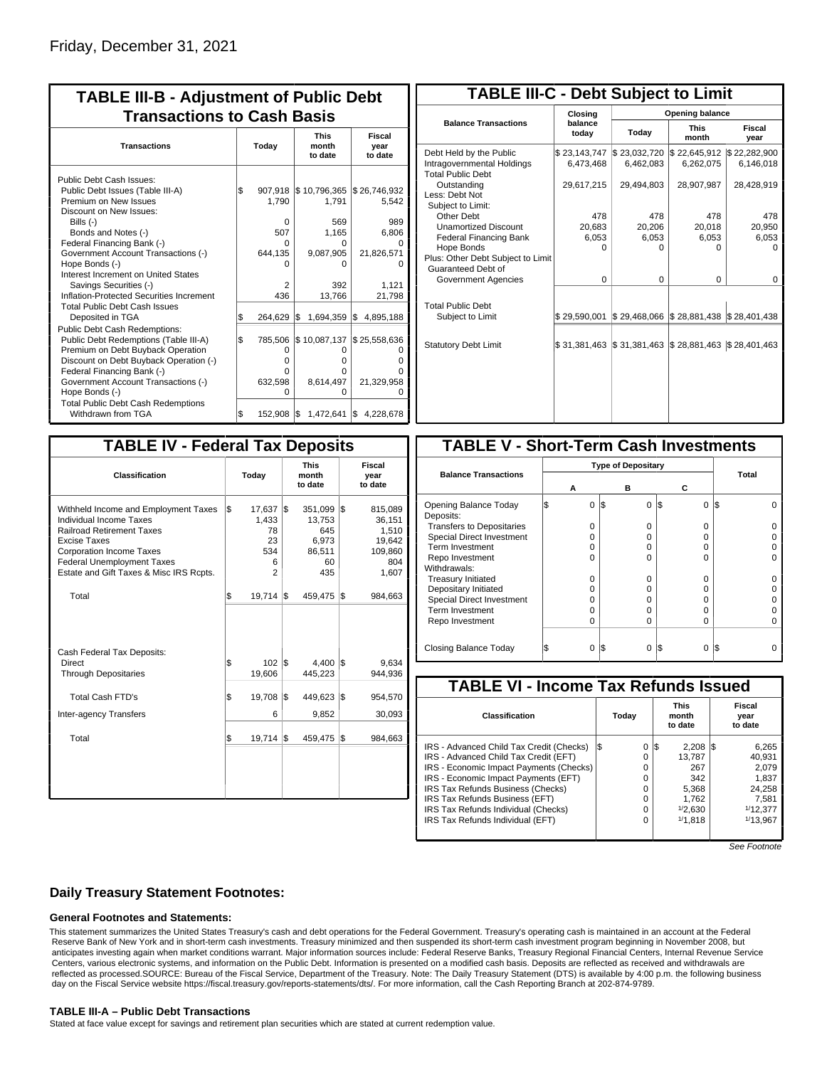Friday, December 31, 2021

## TABLE III-B - Adjustment of Public Debt Transactions to Cash Basis

| Transactions | Today | This month to date | Fiscal year to date |
|---|---|---|---|
| Public Debt Cash Issues: | | | |
| Public Debt Issues (Table III-A) | $ 907,918 | $ 10,796,365 | $ 26,746,932 |
| Premium on New Issues | 1,790 | 1,791 | 5,542 |
| Discount on New Issues: | | | |
| Bills (-) | 0 | 569 | 989 |
| Bonds and Notes (-) | 507 | 1,165 | 6,806 |
| Federal Financing Bank (-) | 0 | 0 | 0 |
| Government Account Transactions (-) | 644,135 | 9,087,905 | 21,826,571 |
| Hope Bonds (-) | 0 | 0 | 0 |
| Interest Increment on United States Savings Securities (-) | 2 | 392 | 1,121 |
| Inflation-Protected Securities Increment | 436 | 13,766 | 21,798 |
| Total Public Debt Cash Issues Deposited in TGA | $ 264,629 | $ 1,694,359 | $ 4,895,188 |
| Public Debt Cash Redemptions: | | | |
| Public Debt Redemptions (Table III-A) | $ 785,506 | $ 10,087,137 | $ 25,558,636 |
| Premium on Debt Buyback Operation | 0 | 0 | 0 |
| Discount on Debt Buyback Operation (-) | 0 | 0 | 0 |
| Federal Financing Bank (-) | 0 | 0 | 0 |
| Government Account Transactions (-) | 632,598 | 8,614,497 | 21,329,958 |
| Hope Bonds (-) | 0 | 0 | 0 |
| Total Public Debt Cash Redemptions Withdrawn from TGA | $ 152,908 | $ 1,472,641 | $ 4,228,678 |

## TABLE III-C - Debt Subject to Limit

| Balance Transactions | Closing balance today | Opening balance Today | Opening balance This month | Opening balance Fiscal year |
|---|---|---|---|---|
| Debt Held by the Public | $ 23,143,747 | $ 23,032,720 | $ 22,645,912 | $ 22,282,900 |
| Intragovernmental Holdings | 6,473,468 | 6,462,083 | 6,262,075 | 6,146,018 |
| Total Public Debt Outstanding | 29,617,215 | 29,494,803 | 28,907,987 | 28,428,919 |
| Less: Debt Not Subject to Limit: | | | | |
| Other Debt | 478 | 478 | 478 | 478 |
| Unamortized Discount | 20,683 | 20,206 | 20,018 | 20,950 |
| Federal Financing Bank | 6,053 | 6,053 | 6,053 | 6,053 |
| Hope Bonds | 0 | 0 | 0 | 0 |
| Plus: Other Debt Subject to Limit Guaranteed Debt of Government Agencies | 0 | 0 | 0 | 0 |
| Total Public Debt Subject to Limit | $ 29,590,001 | $ 29,468,066 | $ 28,881,438 | $ 28,401,438 |
| Statutory Debt Limit | $ 31,381,463 | $ 31,381,463 | $ 28,881,463 | $ 28,401,463 |

## TABLE IV - Federal Tax Deposits

| Classification | Today | This month to date | Fiscal year to date |
|---|---|---|---|
| Withheld Income and Employment Taxes | $ 17,637 | $ 351,099 | $ 815,089 |
| Individual Income Taxes | 1,433 | 13,753 | 36,151 |
| Railroad Retirement Taxes | 78 | 645 | 1,510 |
| Excise Taxes | 23 | 6,973 | 19,642 |
| Corporation Income Taxes | 534 | 86,511 | 109,860 |
| Federal Unemployment Taxes | 6 | 60 | 804 |
| Estate and Gift Taxes & Misc IRS Rcpts. | 2 | 435 | 1,607 |
| Total | $ 19,714 | $ 459,475 | $ 984,663 |
| Cash Federal Tax Deposits: | | | |
| Direct | $ 102 | $ 4,400 | $ 9,634 |
| Through Depositaries | 19,606 | 445,223 | 944,936 |
| Total Cash FTD's | $ 19,708 | $ 449,623 | $ 954,570 |
| Inter-agency Transfers | 6 | 9,852 | 30,093 |
| Total | $ 19,714 | $ 459,475 | $ 984,663 |

## TABLE V - Short-Term Cash Investments

| Balance Transactions | Type of Depositary A | B | C | Total |
|---|---|---|---|---|
| Opening Balance Today | $ 0 | $ 0 | $ 0 | $ 0 |
| Deposits: | | | | |
| Transfers to Depositaries | 0 | 0 | 0 | 0 |
| Special Direct Investment | 0 | 0 | 0 | 0 |
| Term Investment | 0 | 0 | 0 | 0 |
| Repo Investment | 0 | 0 | 0 | 0 |
| Withdrawals: | | | | |
| Treasury Initiated | 0 | 0 | 0 | 0 |
| Depositary Initiated | 0 | 0 | 0 | 0 |
| Special Direct Investment | 0 | 0 | 0 | 0 |
| Term Investment | 0 | 0 | 0 | 0 |
| Repo Investment | 0 | 0 | 0 | 0 |
| Closing Balance Today | $ 0 | $ 0 | $ 0 | $ 0 |

## TABLE VI - Income Tax Refunds Issued

| Classification | Today | This month to date | Fiscal year to date |
|---|---|---|---|
| IRS - Advanced Child Tax Credit (Checks) | $ 0 | $ 2,208 | $ 6,265 |
| IRS - Advanced Child Tax Credit (EFT) | 0 | 13,787 | 40,931 |
| IRS - Economic Impact Payments (Checks) | 0 | 267 | 2,079 |
| IRS - Economic Impact Payments (EFT) | 0 | 342 | 1,837 |
| IRS Tax Refunds Business (Checks) | 0 | 5,368 | 24,258 |
| IRS Tax Refunds Business (EFT) | 0 | 1,762 | 7,581 |
| IRS Tax Refunds Individual (Checks) | 0 | [1/]2,630 | [1/]12,377 |
| IRS Tax Refunds Individual (EFT) | 0 | [1/]1,818 | [1/]13,967 |

*See Footnote*

### Daily Treasury Statement Footnotes:

#### General Footnotes and Statements:

This statement summarizes the United States Treasury's cash and debt operations for the Federal Government. Treasury's operating cash is maintained in an account at the Federal Reserve Bank of New York and in short-term cash investments. Treasury minimized and then suspended its short-term cash investment program beginning in November 2008, but anticipates investing again when market conditions warrant. Major information sources include: Federal Reserve Banks, Treasury Regional Financial Centers, Internal Revenue Service Centers, various electronic systems, and information on the Public Debt. Information is presented on a modified cash basis. Deposits are reflected as received and withdrawals are reflected as processed.SOURCE: Bureau of the Fiscal Service, Department of the Treasury. Note: The Daily Treasury Statement (DTS) is available by 4:00 p.m. the following business day on the Fiscal Service website https://fiscal.treasury.gov/reports-statements/dts/. For more information, call the Cash Reporting Branch at 202-874-9789.

#### TABLE III-A – Public Debt Transactions

Stated at face value except for savings and retirement plan securities which are stated at current redemption value.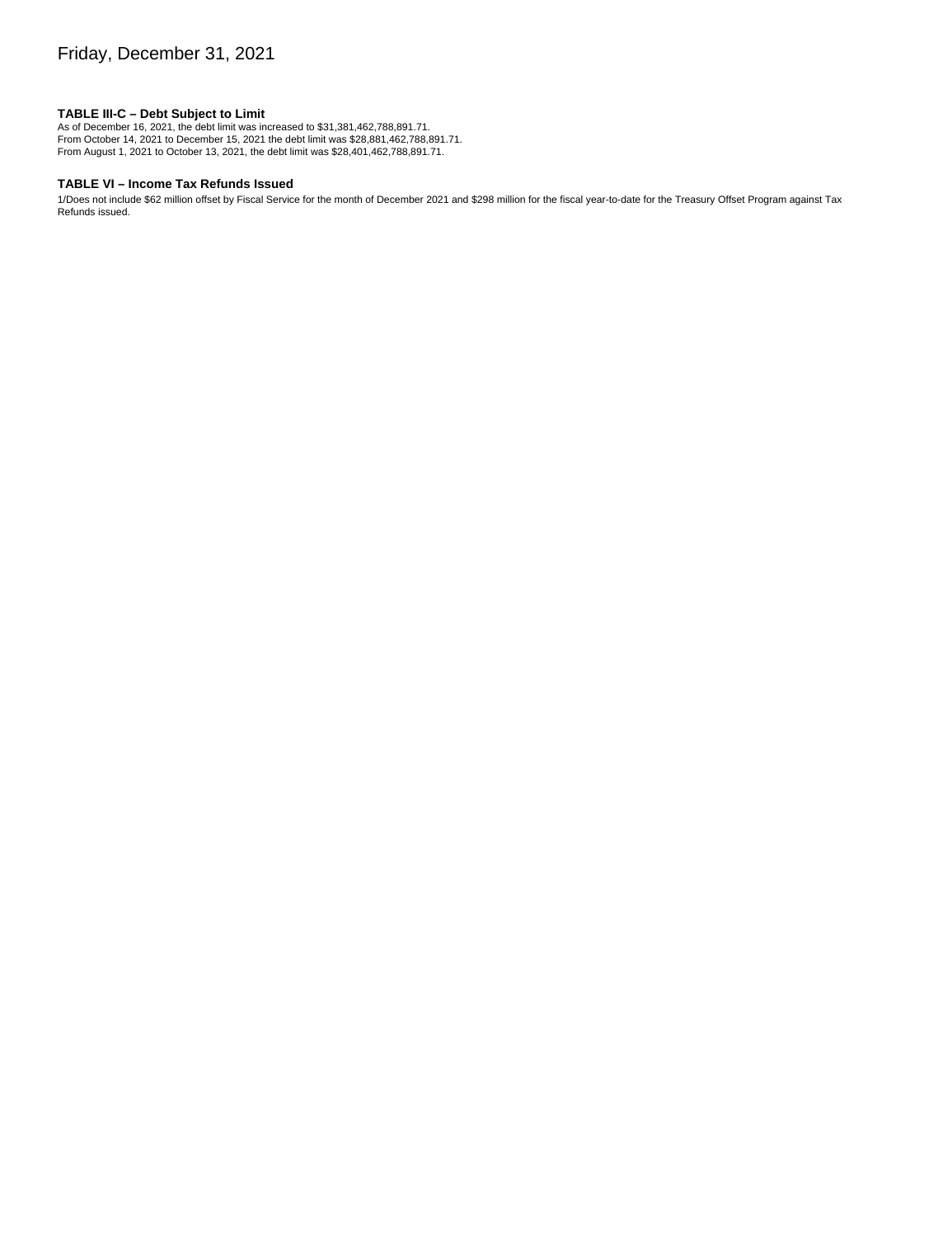Friday, December 31, 2021

### TABLE III-C – Debt Subject to Limit

As of December 16, 2021, the debt limit was increased to $31,381,462,788,891.71.
From October 14, 2021 to December 15, 2021 the debt limit was $28,881,462,788,891.71.
From August 1, 2021 to October 13, 2021, the debt limit was $28,401,462,788,891.71.

### TABLE VI – Income Tax Refunds Issued

1/Does not include $62 million offset by Fiscal Service for the month of December 2021 and $298 million for the fiscal year-to-date for the Treasury Offset Program against Tax Refunds issued.